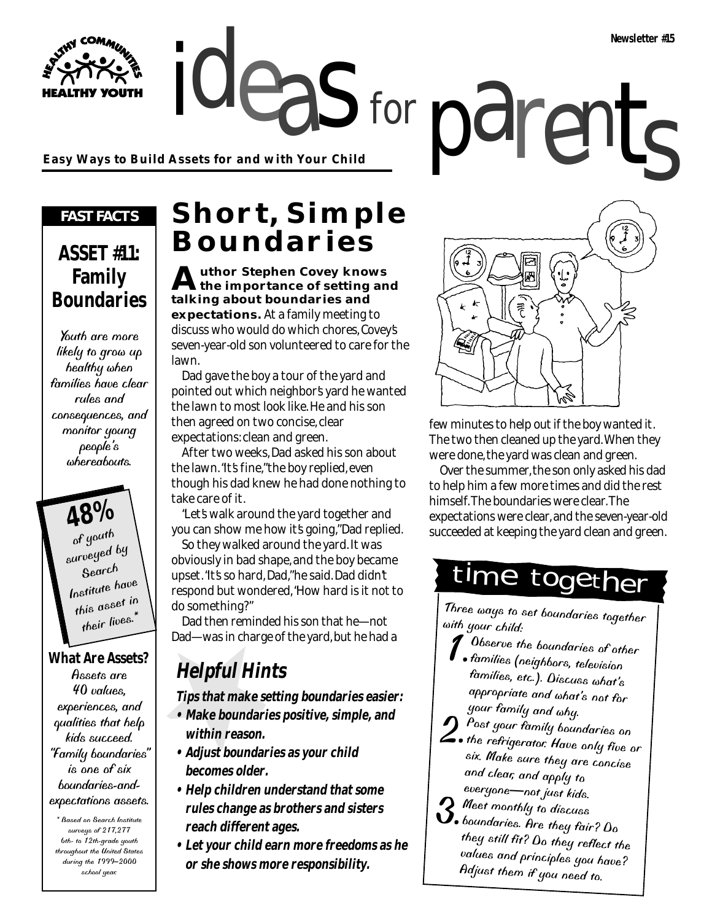Newsletter #15

# ideas for parents

**Easy Ways to Build Assets for and with Your Child**

## FAST FACTS

### ASSET #11: Family Boundaries

Youth are more likely to grow up healthy when families have clear rules and consequences, and monitor young people's whereabouts.

**48%** of youth surveyed by Search Institute have this asset in their lives.*

### What Are Assets?

Assets are 40 values, experiences, and qualities that help kids succeed. "Family boundaries" is one of six boundaries-and-expectations assets.

\* Based on Search Institute surveys of 217,277 6th- to 12th-grade youth throughout the United States during the 1999–2000 school year.

## Short, Simple Boundaries

**Author Stephen Covey knows the importance of setting and talking about boundaries and expectations.** At a family meeting to discuss who would do which chores, Covey's seven-year-old son volunteered to care for the lawn.

Dad gave the boy a tour of the yard and pointed out which neighbor's yard he wanted the lawn to most look like. He and his son then agreed on two concise, clear expectations: clean and green.

After two weeks, Dad asked his son about the lawn. "It's fine," the boy replied, even though his dad knew he had done nothing to take care of it.

"Let's walk around the yard together and you can show me how it's going," Dad replied.

So they walked around the yard. It was obviously in bad shape, and the boy became upset. "It's so hard, Dad," he said. Dad didn't respond but wondered, "How hard is it not to do something?"

Dad then reminded his son that he—not Dad—was in charge of the yard, but he had a few minutes to help out if the boy wanted it. The two then cleaned up the yard. When they were done, the yard was clean and green.

Over the summer, the son only asked his dad to help him a few more times and did the rest himself. The boundaries were clear. The expectations were clear, and the seven-year-old succeeded at keeping the yard clean and green.

### Helpful Hints

**Tips that make setting boundaries easier:**

- **Make boundaries positive, simple, and within reason.**
- **Adjust boundaries as your child becomes older.**
- **Help children understand that some rules change as brothers and sisters reach different ages.**
- **Let your child earn more freedoms as he or she shows more responsibility.**

## time together

Three ways to set boundaries together with your child:

1. Observe the boundaries of other families (neighbors, television families, etc.). Discuss what's appropriate and what's not for your family and why.
2. Post your family boundaries on the refrigerator. Have only five or six. Make sure they are concise and clear, and apply to everyone—not just kids.
3. Meet monthly to discuss boundaries. Are they fair? Do they still fit? Do they reflect the values and principles you have? Adjust them if you need to.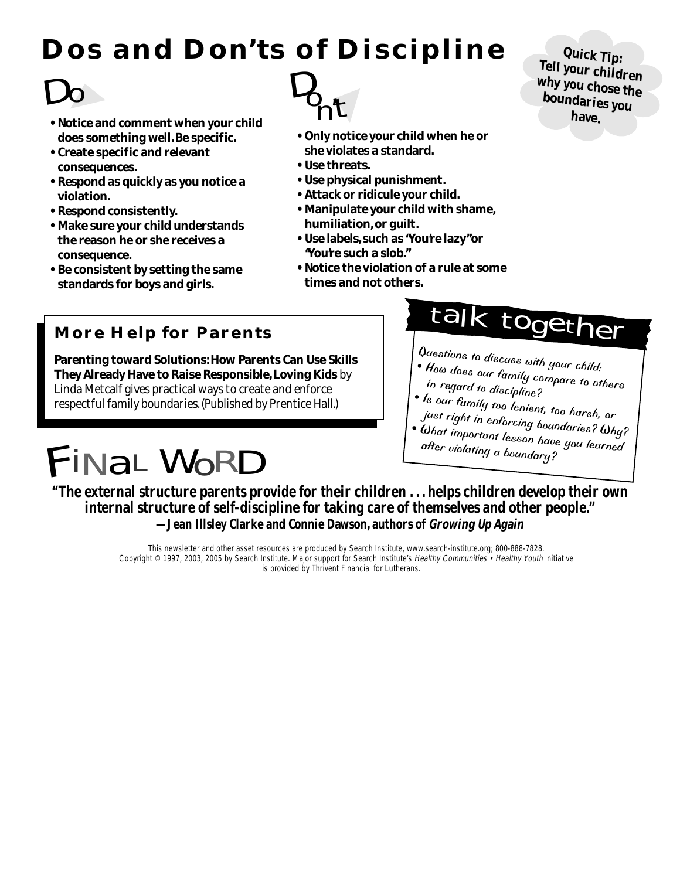# Dos and Don'ts of Discipline

**Quick Tip:** Tell your children why you chose the boundaries you have.

## Do

- **Notice and comment when your child does something well. Be specific.**
- **Create specific and relevant consequences.**
- **Respond as quickly as you notice a violation.**
- **Respond consistently.**
- **Make sure your child understands the reason he or she receives a consequence.**
- **Be consistent by setting the same standards for boys and girls.**

## Don't

- **Only notice your child when he or she violates a standard.**
- **Use threats.**
- **Use physical punishment.**
- **Attack or ridicule your child.**
- **Manipulate your child with shame, humiliation, or guilt.**
- **Use labels, such as "You're lazy" or "You're such a slob."**
- **Notice the violation of a rule at some times and not others.**

## More Help for Parents

**Parenting toward Solutions: How Parents Can Use Skills They Already Have to Raise Responsible, Loving Kids** by Linda Metcalf gives practical ways to create and enforce respectful family boundaries. (Published by Prentice Hall.)

## talk together

Questions to discuss with your child:

- How does our family compare to others in regard to discipline?
- Is our family too lenient, too harsh, or just right in enforcing boundaries? Why?
- What important lesson have you learned after violating a boundary?

## Final Word

***"The external structure parents provide for their children . . . helps children develop their own internal structure of self-discipline for taking care of themselves and other people."***

**—Jean Illsley Clarke and Connie Dawson, authors of *Growing Up Again***

This newsletter and other asset resources are produced by Search Institute, www.search-institute.org; 800-888-7828. Copyright © 1997, 2003, 2005 by Search Institute. Major support for Search Institute's *Healthy Communities • Healthy Youth* initiative is provided by Thrivent Financial for Lutherans.